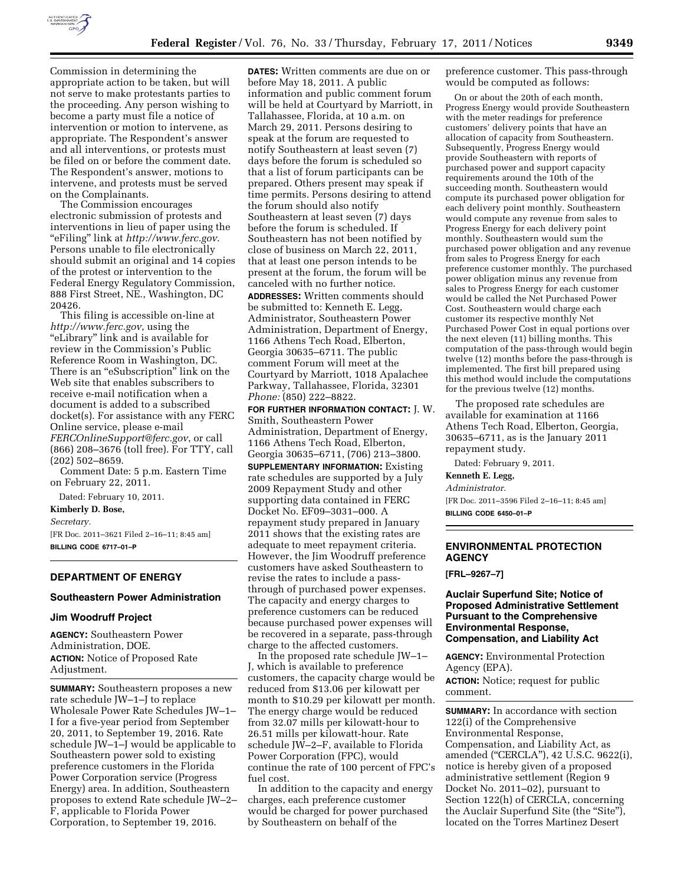Commission in determining the appropriate action to be taken, but will not serve to make protestants parties to the proceeding. Any person wishing to become a party must file a notice of intervention or motion to intervene, as appropriate. The Respondent's answer and all interventions, or protests must be filed on or before the comment date. The Respondent's answer, motions to intervene, and protests must be served on the Complainants.

The Commission encourages electronic submission of protests and interventions in lieu of paper using the "eFiling" link at *http://www.ferc.gov*. Persons unable to file electronically should submit an original and 14 copies of the protest or intervention to the Federal Energy Regulatory Commission, 888 First Street, NE., Washington, DC 20426.

This filing is accessible on-line at *http://www.ferc.gov*, using the "eLibrary" link and is available for review in the Commission's Public Reference Room in Washington, DC. There is an "eSubscription" link on the Web site that enables subscribers to receive e-mail notification when a document is added to a subscribed docket(s). For assistance with any FERC Online service, please e-mail *FERCOnlineSupport@ferc.gov*, or call (866) 208–3676 (toll free). For TTY, call (202) 502–8659.

Comment Date: 5 p.m. Eastern Time on February 22, 2011.

Dated: February 10, 2011.

**Kimberly D. Bose,**

*Secretary.*

[FR Doc. 2011–3621 Filed 2–16–11; 8:45 am]

**BILLING CODE 6717–01–P**

## DEPARTMENT OF ENERGY

### Southeastern Power Administration

### Jim Woodruff Project

**AGENCY:** Southeastern Power Administration, DOE.

**ACTION:** Notice of Proposed Rate Adjustment.

**SUMMARY:** Southeastern proposes a new rate schedule JW–1–J to replace Wholesale Power Rate Schedules JW–1–I for a five-year period from September 20, 2011, to September 19, 2016. Rate schedule JW–1–J would be applicable to Southeastern power sold to existing preference customers in the Florida Power Corporation service (Progress Energy) area. In addition, Southeastern proposes to extend Rate schedule JW–2–F, applicable to Florida Power Corporation, to September 19, 2016.

**DATES:** Written comments are due on or before May 18, 2011. A public information and public comment forum will be held at Courtyard by Marriott, in Tallahassee, Florida, at 10 a.m. on March 29, 2011. Persons desiring to speak at the forum are requested to notify Southeastern at least seven (7) days before the forum is scheduled so that a list of forum participants can be prepared. Others present may speak if time permits. Persons desiring to attend the forum should also notify Southeastern at least seven (7) days before the forum is scheduled. If Southeastern has not been notified by close of business on March 22, 2011, that at least one person intends to be present at the forum, the forum will be canceled with no further notice.

**ADDRESSES:** Written comments should be submitted to: Kenneth E. Legg, Administrator, Southeastern Power Administration, Department of Energy, 1166 Athens Tech Road, Elberton, Georgia 30635–6711. The public comment Forum will meet at the Courtyard by Marriott, 1018 Apalachee Parkway, Tallahassee, Florida, 32301 *Phone:* (850) 222–8822.

**FOR FURTHER INFORMATION CONTACT:** J. W. Smith, Southeastern Power Administration, Department of Energy, 1166 Athens Tech Road, Elberton, Georgia 30635–6711, (706) 213–3800.

**SUPPLEMENTARY INFORMATION:** Existing rate schedules are supported by a July 2009 Repayment Study and other supporting data contained in FERC Docket No. EF09–3031–000. A repayment study prepared in January 2011 shows that the existing rates are adequate to meet repayment criteria. However, the Jim Woodruff preference customers have asked Southeastern to revise the rates to include a pass-through of purchased power expenses. The capacity and energy charges to preference customers can be reduced because purchased power expenses will be recovered in a separate, pass-through charge to the affected customers.

In the proposed rate schedule JW–1–J, which is available to preference customers, the capacity charge would be reduced from $13.06 per kilowatt per month to $10.29 per kilowatt per month. The energy charge would be reduced from 32.07 mills per kilowatt-hour to 26.51 mills per kilowatt-hour. Rate schedule JW–2–F, available to Florida Power Corporation (FPC), would continue the rate of 100 percent of FPC's fuel cost.

In addition to the capacity and energy charges, each preference customer would be charged for power purchased by Southeastern on behalf of the preference customer. This pass-through would be computed as follows:

On or about the 20th of each month, Progress Energy would provide Southeastern with the meter readings for preference customers' delivery points that have an allocation of capacity from Southeastern. Subsequently, Progress Energy would provide Southeastern with reports of purchased power and support capacity requirements around the 10th of the succeeding month. Southeastern would compute its purchased power obligation for each delivery point monthly. Southeastern would compute any revenue from sales to Progress Energy for each delivery point monthly. Southeastern would sum the purchased power obligation and any revenue from sales to Progress Energy for each preference customer monthly. The purchased power obligation minus any revenue from sales to Progress Energy for each customer would be called the Net Purchased Power Cost. Southeastern would charge each customer its respective monthly Net Purchased Power Cost in equal portions over the next eleven (11) billing months. This computation of the pass-through would begin twelve (12) months before the pass-through is implemented. The first bill prepared using this method would include the computations for the previous twelve (12) months.

The proposed rate schedules are available for examination at 1166 Athens Tech Road, Elberton, Georgia, 30635–6711, as is the January 2011 repayment study.

Dated: February 9, 2011.

**Kenneth E. Legg,**

*Administrator.*

[FR Doc. 2011–3596 Filed 2–16–11; 8:45 am]

**BILLING CODE 6450–01–P**

## ENVIRONMENTAL PROTECTION AGENCY

**[FRL–9267–7]**

### Auclair Superfund Site; Notice of Proposed Administrative Settlement Pursuant to the Comprehensive Environmental Response, Compensation, and Liability Act

**AGENCY:** Environmental Protection Agency (EPA).

**ACTION:** Notice; request for public comment.

**SUMMARY:** In accordance with section 122(i) of the Comprehensive Environmental Response, Compensation, and Liability Act, as amended ("CERCLA"), 42 U.S.C. 9622(i), notice is hereby given of a proposed administrative settlement (Region 9 Docket No. 2011–02), pursuant to Section 122(h) of CERCLA, concerning the Auclair Superfund Site (the "Site"), located on the Torres Martinez Desert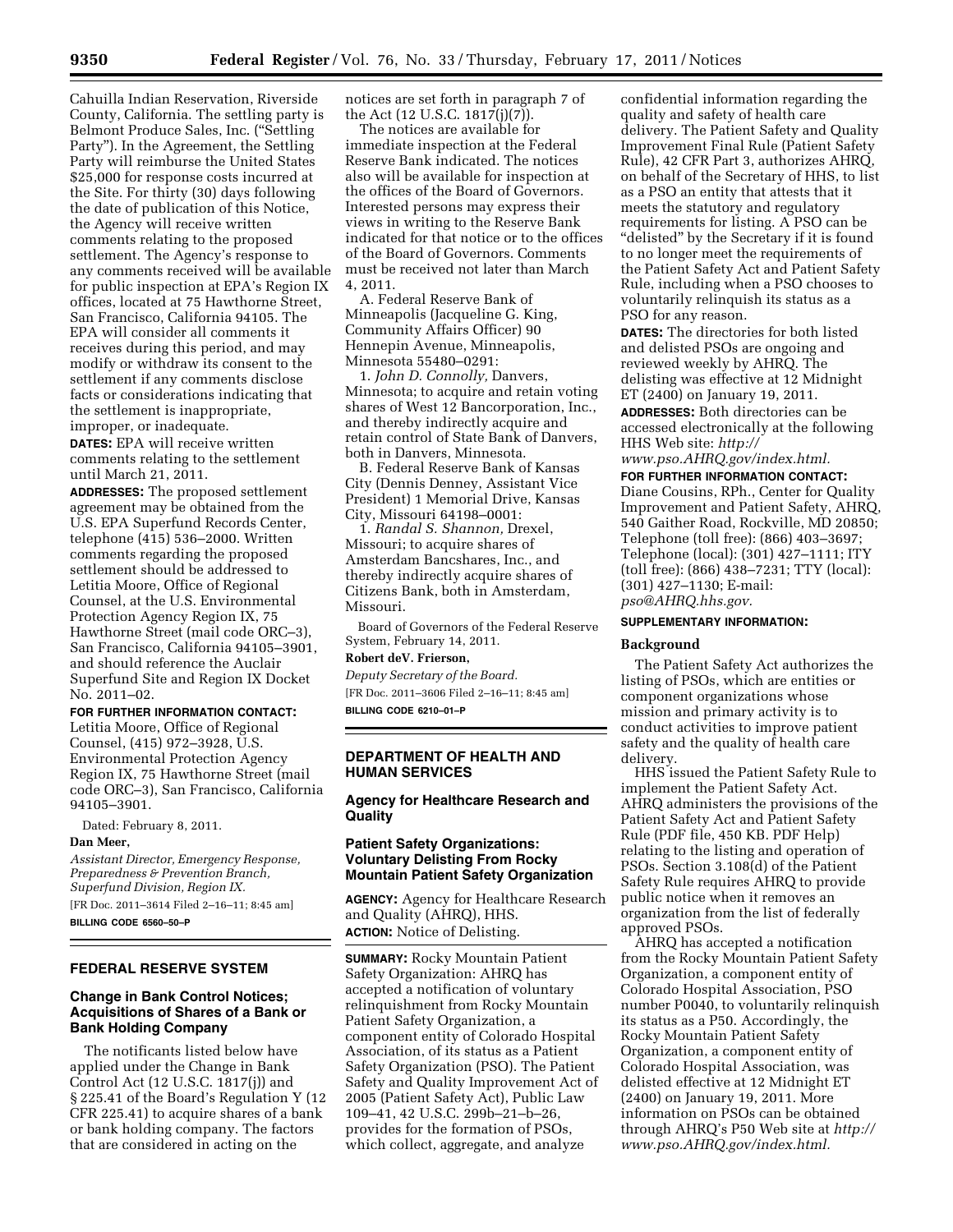Cahuilla Indian Reservation, Riverside County, California. The settling party is Belmont Produce Sales, Inc. ("Settling Party"). In the Agreement, the Settling Party will reimburse the United States $25,000 for response costs incurred at the Site. For thirty (30) days following the date of publication of this Notice, the Agency will receive written comments relating to the proposed settlement. The Agency's response to any comments received will be available for public inspection at EPA's Region IX offices, located at 75 Hawthorne Street, San Francisco, California 94105. The EPA will consider all comments it receives during this period, and may modify or withdraw its consent to the settlement if any comments disclose facts or considerations indicating that the settlement is inappropriate, improper, or inadequate.

**DATES:** EPA will receive written comments relating to the settlement until March 21, 2011.

**ADDRESSES:** The proposed settlement agreement may be obtained from the U.S. EPA Superfund Records Center, telephone (415) 536–2000. Written comments regarding the proposed settlement should be addressed to Letitia Moore, Office of Regional Counsel, at the U.S. Environmental Protection Agency Region IX, 75 Hawthorne Street (mail code ORC–3), San Francisco, California 94105–3901, and should reference the Auclair Superfund Site and Region IX Docket No. 2011–02.

**FOR FURTHER INFORMATION CONTACT:** Letitia Moore, Office of Regional Counsel, (415) 972–3928, U.S. Environmental Protection Agency Region IX, 75 Hawthorne Street (mail code ORC–3), San Francisco, California 94105–3901.

Dated: February 8, 2011.

**Dan Meer,**

*Assistant Director, Emergency Response, Preparedness & Prevention Branch, Superfund Division, Region IX.*

[FR Doc. 2011–3614 Filed 2–16–11; 8:45 am]

**BILLING CODE 6560–50–P**

## FEDERAL RESERVE SYSTEM

### Change in Bank Control Notices; Acquisitions of Shares of a Bank or Bank Holding Company

The notificants listed below have applied under the Change in Bank Control Act (12 U.S.C. 1817(j)) and § 225.41 of the Board's Regulation Y (12 CFR 225.41) to acquire shares of a bank or bank holding company. The factors that are considered in acting on the notices are set forth in paragraph 7 of the Act (12 U.S.C. 1817(j)(7)).

The notices are available for immediate inspection at the Federal Reserve Bank indicated. The notices also will be available for inspection at the offices of the Board of Governors. Interested persons may express their views in writing to the Reserve Bank indicated for that notice or to the offices of the Board of Governors. Comments must be received not later than March 4, 2011.

A. Federal Reserve Bank of Minneapolis (Jacqueline G. King, Community Affairs Officer) 90 Hennepin Avenue, Minneapolis, Minnesota 55480–0291:

1. *John D. Connolly,* Danvers, Minnesota; to acquire and retain voting shares of West 12 Bancorporation, Inc., and thereby indirectly acquire and retain control of State Bank of Danvers, both in Danvers, Minnesota.

B. Federal Reserve Bank of Kansas City (Dennis Denney, Assistant Vice President) 1 Memorial Drive, Kansas City, Missouri 64198–0001:

1. *Randal S. Shannon,* Drexel, Missouri; to acquire shares of Amsterdam Bancshares, Inc., and thereby indirectly acquire shares of Citizens Bank, both in Amsterdam, Missouri.

Board of Governors of the Federal Reserve System, February 14, 2011.

**Robert deV. Frierson,**

*Deputy Secretary of the Board.*

[FR Doc. 2011–3606 Filed 2–16–11; 8:45 am]

**BILLING CODE 6210–01–P**

## DEPARTMENT OF HEALTH AND HUMAN SERVICES

### Agency for Healthcare Research and Quality

### Patient Safety Organizations: Voluntary Delisting From Rocky Mountain Patient Safety Organization

**AGENCY:** Agency for Healthcare Research and Quality (AHRQ), HHS.

**ACTION:** Notice of Delisting.

**SUMMARY:** Rocky Mountain Patient Safety Organization: AHRQ has accepted a notification of voluntary relinquishment from Rocky Mountain Patient Safety Organization, a component entity of Colorado Hospital Association, of its status as a Patient Safety Organization (PSO). The Patient Safety and Quality Improvement Act of 2005 (Patient Safety Act), Public Law 109–41, 42 U.S.C. 299b–21–b–26, provides for the formation of PSOs, which collect, aggregate, and analyze confidential information regarding the quality and safety of health care delivery. The Patient Safety and Quality Improvement Final Rule (Patient Safety Rule), 42 CFR Part 3, authorizes AHRQ, on behalf of the Secretary of HHS, to list as a PSO an entity that attests that it meets the statutory and regulatory requirements for listing. A PSO can be "delisted" by the Secretary if it is found to no longer meet the requirements of the Patient Safety Act and Patient Safety Rule, including when a PSO chooses to voluntarily relinquish its status as a PSO for any reason.

**DATES:** The directories for both listed and delisted PSOs are ongoing and reviewed weekly by AHRQ. The delisting was effective at 12 Midnight ET (2400) on January 19, 2011.

**ADDRESSES:** Both directories can be accessed electronically at the following HHS Web site: *http://www.pso.AHRQ.gov/index.html.*

**FOR FURTHER INFORMATION CONTACT:** Diane Cousins, RPh., Center for Quality Improvement and Patient Safety, AHRQ, 540 Gaither Road, Rockville, MD 20850; Telephone (toll free): (866) 403–3697; Telephone (local): (301) 427–1111; ITY (toll free): (866) 438–7231; TTY (local): (301) 427–1130; E-mail: *pso@AHRQ.hhs.gov.*

**SUPPLEMENTARY INFORMATION:**

#### Background

The Patient Safety Act authorizes the listing of PSOs, which are entities or component organizations whose mission and primary activity is to conduct activities to improve patient safety and the quality of health care delivery.

HHS issued the Patient Safety Rule to implement the Patient Safety Act. AHRQ administers the provisions of the Patient Safety Act and Patient Safety Rule (PDF file, 450 KB. PDF Help) relating to the listing and operation of PSOs. Section 3.108(d) of the Patient Safety Rule requires AHRQ to provide public notice when it removes an organization from the list of federally approved PSOs.

AHRQ has accepted a notification from the Rocky Mountain Patient Safety Organization, a component entity of Colorado Hospital Association, PSO number P0040, to voluntarily relinquish its status as a P50. Accordingly, the Rocky Mountain Patient Safety Organization, a component entity of Colorado Hospital Association, was delisted effective at 12 Midnight ET (2400) on January 19, 2011. More information on PSOs can be obtained through AHRQ's P50 Web site at *http://www.pso.AHRQ.gov/index.html.*